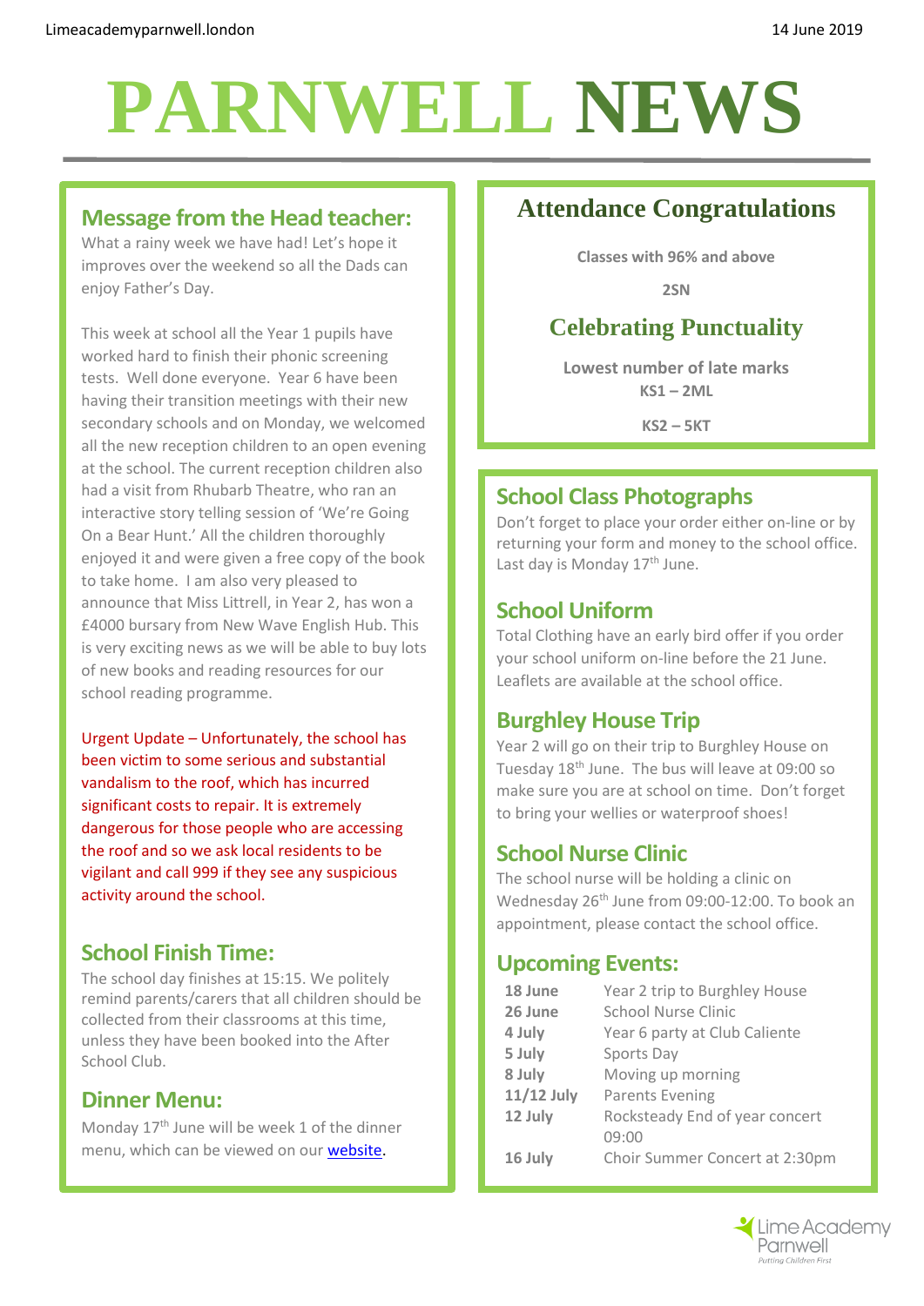# PARNWELL NEWS

14 June 2019

## Message from the Head teacher:

What a rainy week we have had! Let's hope it improves over the weekend so all the Dads can enjoy Father's Day.

This week at school all the Year 1 pupils have worked hard to finish their phonic screening tests. Well done everyone. Year 6 have been having their transition meetings with their new secondary schools and on Monday, we welcomed all the new reception children to an open evening at the school. The current reception children also had a visit from Rhubarb Theatre, who ran an interactive story telling session of 'We're Going On a Bear Hunt.' All the children thoroughly enjoyed it and were given a free copy of the book to take home. I am also very pleased to announce that Miss Littrell, in Year 2, has won a £4000 bursary from New Wave English Hub. This is very exciting news as we will be able to buy lots of new books and reading resources for our school reading programme.

Urgent Update – Unfortunately, the school has been victim to some serious and substantial vandalism to the roof, which has incurred significant costs to repair. It is extremely dangerous for those people who are accessing the roof and so we ask local residents to be vigilant and call 999 if they see any suspicious activity around the school.

## School Finish Time:

The school day finishes at 15:15. We politely remind parents/carers that all children should be collected from their classrooms at this time, unless they have been booked into the After School Club.

## Dinner Menu:

Monday 17th June will be week 1 of the dinner menu, which can be viewed on our website.

## Attendance Congratulations

**Classes with 96% and above**

**2SN**

## Celebrating Punctuality

**Lowest number of late marks**

**KS1 – 2ML**

**KS2 – 5KT**

## School Class Photographs

Don't forget to place your order either on-line or by returning your form and money to the school office. Last day is Monday 17th June.

## School Uniform

Total Clothing have an early bird offer if you order your school uniform on-line before the 21 June. Leaflets are available at the school office.

## Burghley House Trip

Year 2 will go on their trip to Burghley House on Tuesday 18th June. The bus will leave at 09:00 so make sure you are at school on time. Don't forget to bring your wellies or waterproof shoes!

## School Nurse Clinic

The school nurse will be holding a clinic on Wednesday 26th June from 09:00-12:00. To book an appointment, please contact the school office.

## Upcoming Events:

| | |
|---|---|
| **18 June** | Year 2 trip to Burghley House |
| **26 June** | School Nurse Clinic |
| **4 July** | Year 6 party at Club Caliente |
| **5 July** | Sports Day |
| **8 July** | Moving up morning |
| **11/12 July** | Parents Evening |
| **12 July** | Rocksteady End of year concert 09:00 |
| **16 July** | Choir Summer Concert at 2:30pm |

Lime Academy Parnwell
*Putting Children First*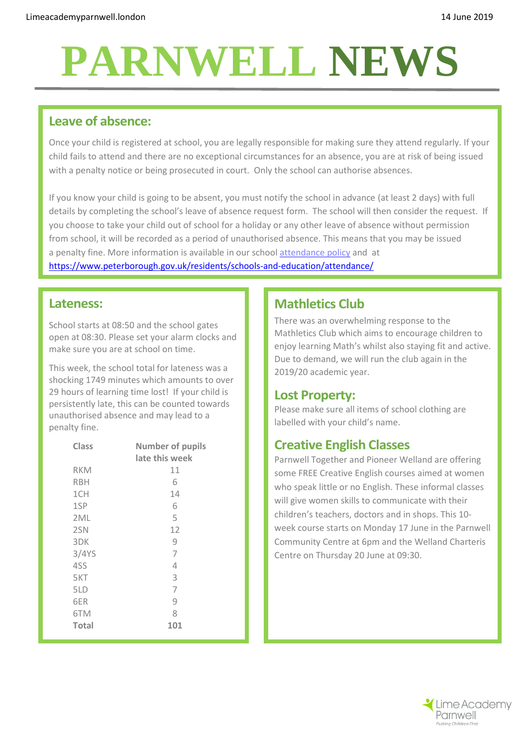# PARNWELL NEWS

## Leave of absence:

Once your child is registered at school, you are legally responsible for making sure they attend regularly. If your child fails to attend and there are no exceptional circumstances for an absence, you are at risk of being issued with a penalty notice or being prosecuted in court. Only the school can authorise absences.

If you know your child is going to be absent, you must notify the school in advance (at least 2 days) with full details by completing the school's leave of absence request form. The school will then consider the request. If you choose to take your child out of school for a holiday or any other leave of absence without permission from school, it will be recorded as a period of unauthorised absence. This means that you may be issued a penalty fine. More information is available in our school attendance policy and at https://www.peterborough.gov.uk/residents/schools-and-education/attendance/

## Lateness:

School starts at 08:50 and the school gates open at 08:30. Please set your alarm clocks and make sure you are at school on time.

This week, the school total for lateness was a shocking 1749 minutes which amounts to over 29 hours of learning time lost! If your child is persistently late, this can be counted towards unauthorised absence and may lead to a penalty fine.

| Class | Number of pupils late this week |
|---|---|
| RKM | 11 |
| RBH | 6 |
| 1CH | 14 |
| 1SP | 6 |
| 2ML | 5 |
| 2SN | 12 |
| 3DK | 9 |
| 3/4YS | 7 |
| 4SS | 4 |
| 5KT | 3 |
| 5LD | 7 |
| 6ER | 9 |
| 6TM | 8 |
| **Total** | **101** |

## Mathletics Club

There was an overwhelming response to the Mathletics Club which aims to encourage children to enjoy learning Math's whilst also staying fit and active. Due to demand, we will run the club again in the 2019/20 academic year.

## Lost Property:

Please make sure all items of school clothing are labelled with your child's name.

## Creative English Classes

Parnwell Together and Pioneer Welland are offering some FREE Creative English courses aimed at women who speak little or no English. These informal classes will give women skills to communicate with their children's teachers, doctors and in shops. This 10-week course starts on Monday 17 June in the Parnwell Community Centre at 6pm and the Welland Charteris Centre on Thursday 20 June at 09:30.

Lime Academy Parnwell
Putting Children First